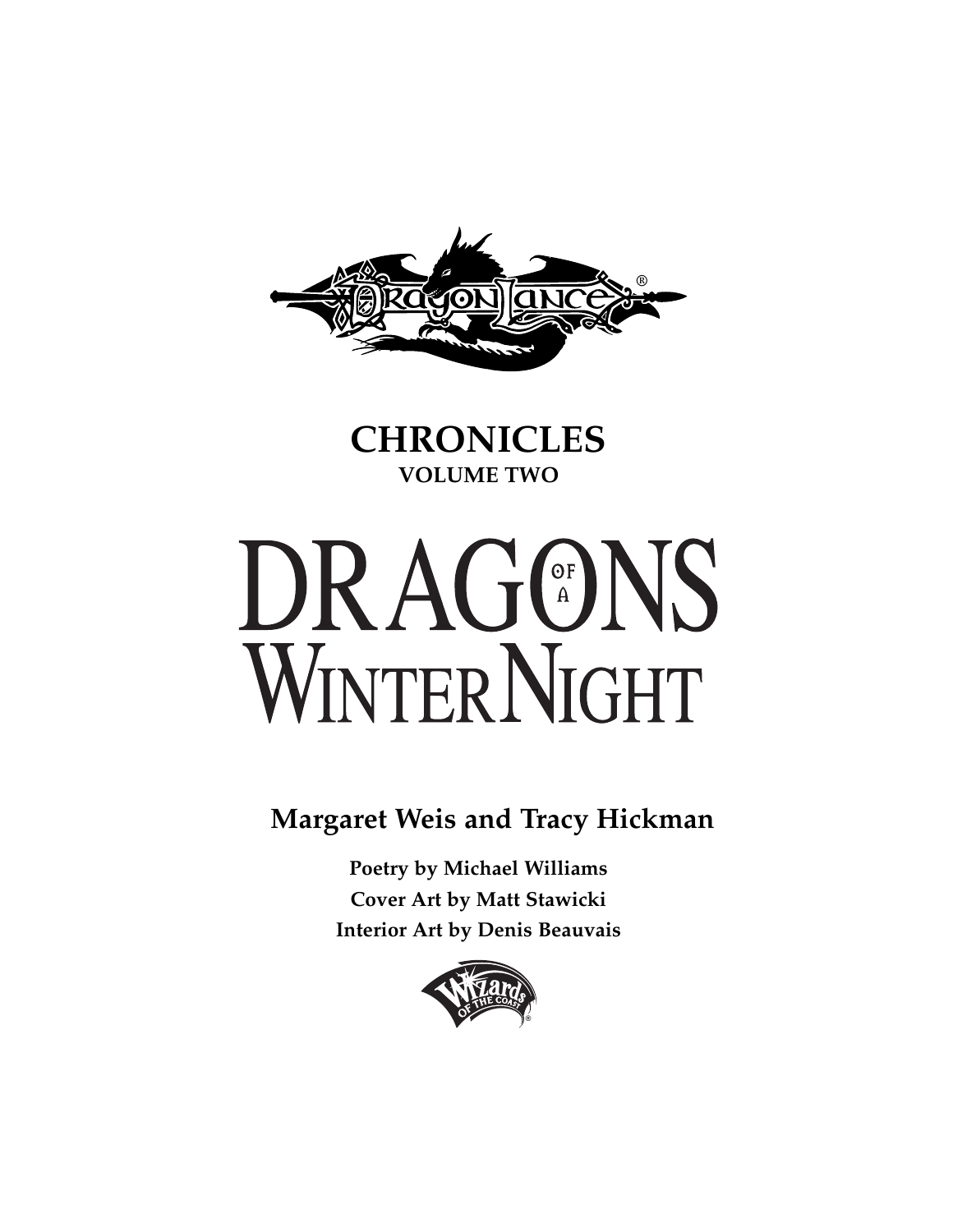DRAGONLANCE®

## CHRONICLES

**VOLUME TWO**

# DRAGONS OF A WINTER NIGHT

**Margaret Weis and Tracy Hickman**

**Poetry by Michael Williams**

**Cover Art by Matt Stawicki**

**Interior Art by Denis Beauvais**

Wizards of the Coast®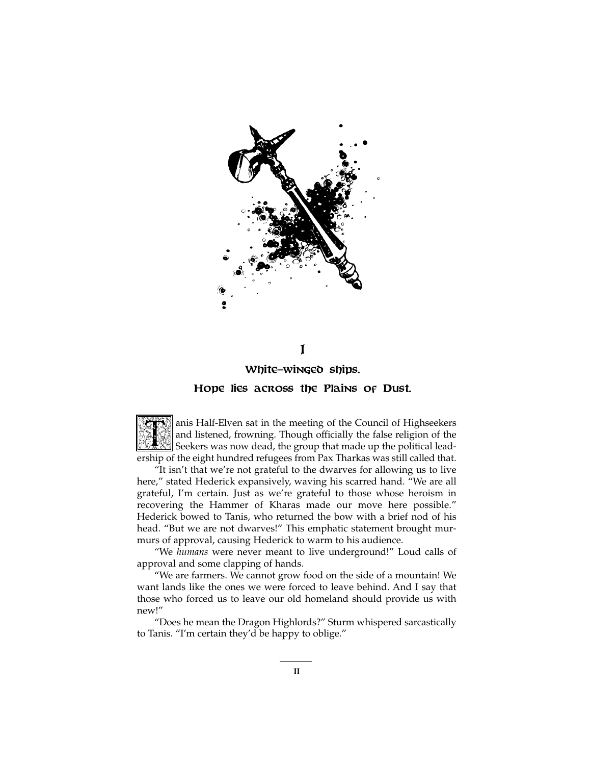# I

## White-winged ships.
## Hope lies across the Plains of Dust.

Tanis Half-Elven sat in the meeting of the Council of Highseekers and listened, frowning. Though officially the false religion of the Seekers was now dead, the group that made up the political leadership of the eight hundred refugees from Pax Tharkas was still called that.

"It isn't that we're not grateful to the dwarves for allowing us to live here," stated Hederick expansively, waving his scarred hand. "We are all grateful, I'm certain. Just as we're grateful to those whose heroism in recovering the Hammer of Kharas made our move here possible." Hederick bowed to Tanis, who returned the bow with a brief nod of his head. "But we are not dwarves!" This emphatic statement brought murmurs of approval, causing Hederick to warm to his audience.

"We *humans* were never meant to live underground!" Loud calls of approval and some clapping of hands.

"We are farmers. We cannot grow food on the side of a mountain! We want lands like the ones we were forced to leave behind. And I say that those who forced us to leave our old homeland should provide us with new!"

"Does he mean the Dragon Highlords?" Sturm whispered sarcastically to Tanis. "I'm certain they'd be happy to oblige."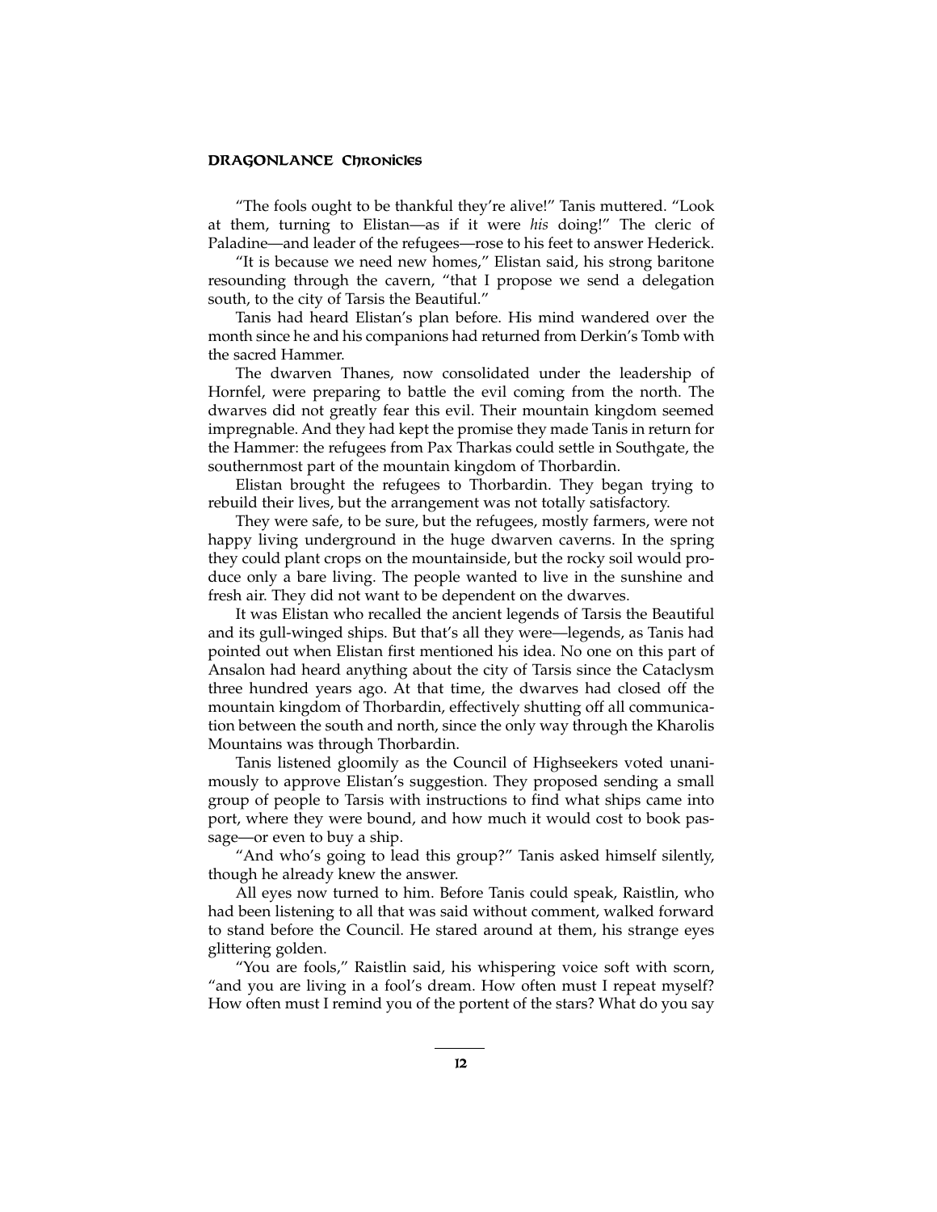"The fools ought to be thankful they're alive!" Tanis muttered. "Look at them, turning to Elistan—as if it were *his* doing!" The cleric of Paladine—and leader of the refugees—rose to his feet to answer Hederick.

"It is because we need new homes," Elistan said, his strong baritone resounding through the cavern, "that I propose we send a delegation south, to the city of Tarsis the Beautiful."

Tanis had heard Elistan's plan before. His mind wandered over the month since he and his companions had returned from Derkin's Tomb with the sacred Hammer.

The dwarven Thanes, now consolidated under the leadership of Hornfel, were preparing to battle the evil coming from the north. The dwarves did not greatly fear this evil. Their mountain kingdom seemed impregnable. And they had kept the promise they made Tanis in return for the Hammer: the refugees from Pax Tharkas could settle in Southgate, the southernmost part of the mountain kingdom of Thorbardin.

Elistan brought the refugees to Thorbardin. They began trying to rebuild their lives, but the arrangement was not totally satisfactory.

They were safe, to be sure, but the refugees, mostly farmers, were not happy living underground in the huge dwarven caverns. In the spring they could plant crops on the mountainside, but the rocky soil would produce only a bare living. The people wanted to live in the sunshine and fresh air. They did not want to be dependent on the dwarves.

It was Elistan who recalled the ancient legends of Tarsis the Beautiful and its gull-winged ships. But that's all they were—legends, as Tanis had pointed out when Elistan first mentioned his idea. No one on this part of Ansalon had heard anything about the city of Tarsis since the Cataclysm three hundred years ago. At that time, the dwarves had closed off the mountain kingdom of Thorbardin, effectively shutting off all communication between the south and north, since the only way through the Kharolis Mountains was through Thorbardin.

Tanis listened gloomily as the Council of Highseekers voted unanimously to approve Elistan's suggestion. They proposed sending a small group of people to Tarsis with instructions to find what ships came into port, where they were bound, and how much it would cost to book passage—or even to buy a ship.

"And who's going to lead this group?" Tanis asked himself silently, though he already knew the answer.

All eyes now turned to him. Before Tanis could speak, Raistlin, who had been listening to all that was said without comment, walked forward to stand before the Council. He stared around at them, his strange eyes glittering golden.

"You are fools," Raistlin said, his whispering voice soft with scorn, "and you are living in a fool's dream. How often must I repeat myself? How often must I remind you of the portent of the stars? What do you say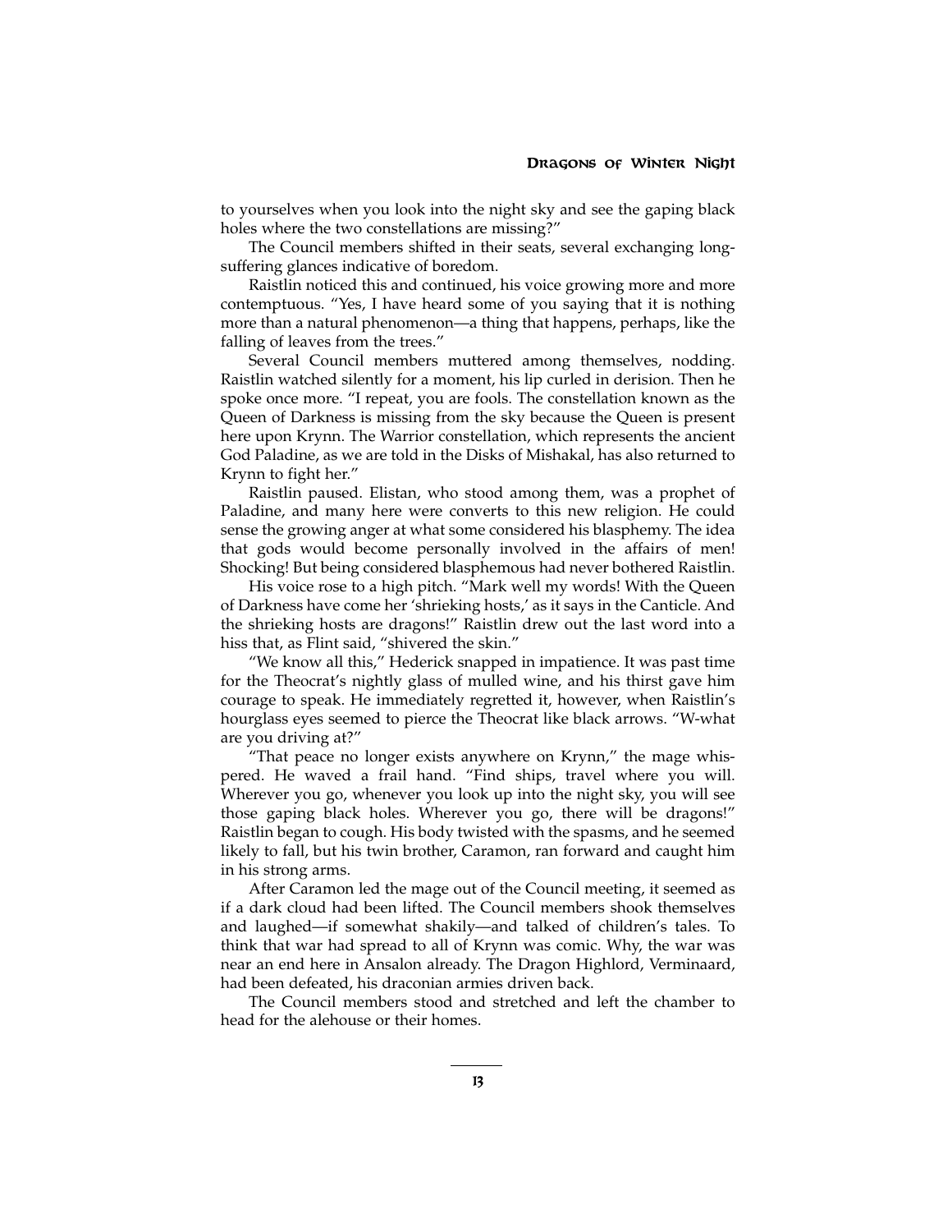to yourselves when you look into the night sky and see the gaping black holes where the two constellations are missing?"

The Council members shifted in their seats, several exchanging long-suffering glances indicative of boredom.

Raistlin noticed this and continued, his voice growing more and more contemptuous. "Yes, I have heard some of you saying that it is nothing more than a natural phenomenon—a thing that happens, perhaps, like the falling of leaves from the trees."

Several Council members muttered among themselves, nodding. Raistlin watched silently for a moment, his lip curled in derision. Then he spoke once more. "I repeat, you are fools. The constellation known as the Queen of Darkness is missing from the sky because the Queen is present here upon Krynn. The Warrior constellation, which represents the ancient God Paladine, as we are told in the Disks of Mishakal, has also returned to Krynn to fight her."

Raistlin paused. Elistan, who stood among them, was a prophet of Paladine, and many here were converts to this new religion. He could sense the growing anger at what some considered his blasphemy. The idea that gods would become personally involved in the affairs of men! Shocking! But being considered blasphemous had never bothered Raistlin.

His voice rose to a high pitch. "Mark well my words! With the Queen of Darkness have come her 'shrieking hosts,' as it says in the Canticle. And the shrieking hosts are dragons!" Raistlin drew out the last word into a hiss that, as Flint said, "shivered the skin."

"We know all this," Hederick snapped in impatience. It was past time for the Theocrat's nightly glass of mulled wine, and his thirst gave him courage to speak. He immediately regretted it, however, when Raistlin's hourglass eyes seemed to pierce the Theocrat like black arrows. "W-what are you driving at?"

"That peace no longer exists anywhere on Krynn," the mage whispered. He waved a frail hand. "Find ships, travel where you will. Wherever you go, whenever you look up into the night sky, you will see those gaping black holes. Wherever you go, there will be dragons!" Raistlin began to cough. His body twisted with the spasms, and he seemed likely to fall, but his twin brother, Caramon, ran forward and caught him in his strong arms.

After Caramon led the mage out of the Council meeting, it seemed as if a dark cloud had been lifted. The Council members shook themselves and laughed—if somewhat shakily—and talked of children's tales. To think that war had spread to all of Krynn was comic. Why, the war was near an end here in Ansalon already. The Dragon Highlord, Verminaard, had been defeated, his draconian armies driven back.

The Council members stood and stretched and left the chamber to head for the alehouse or their homes.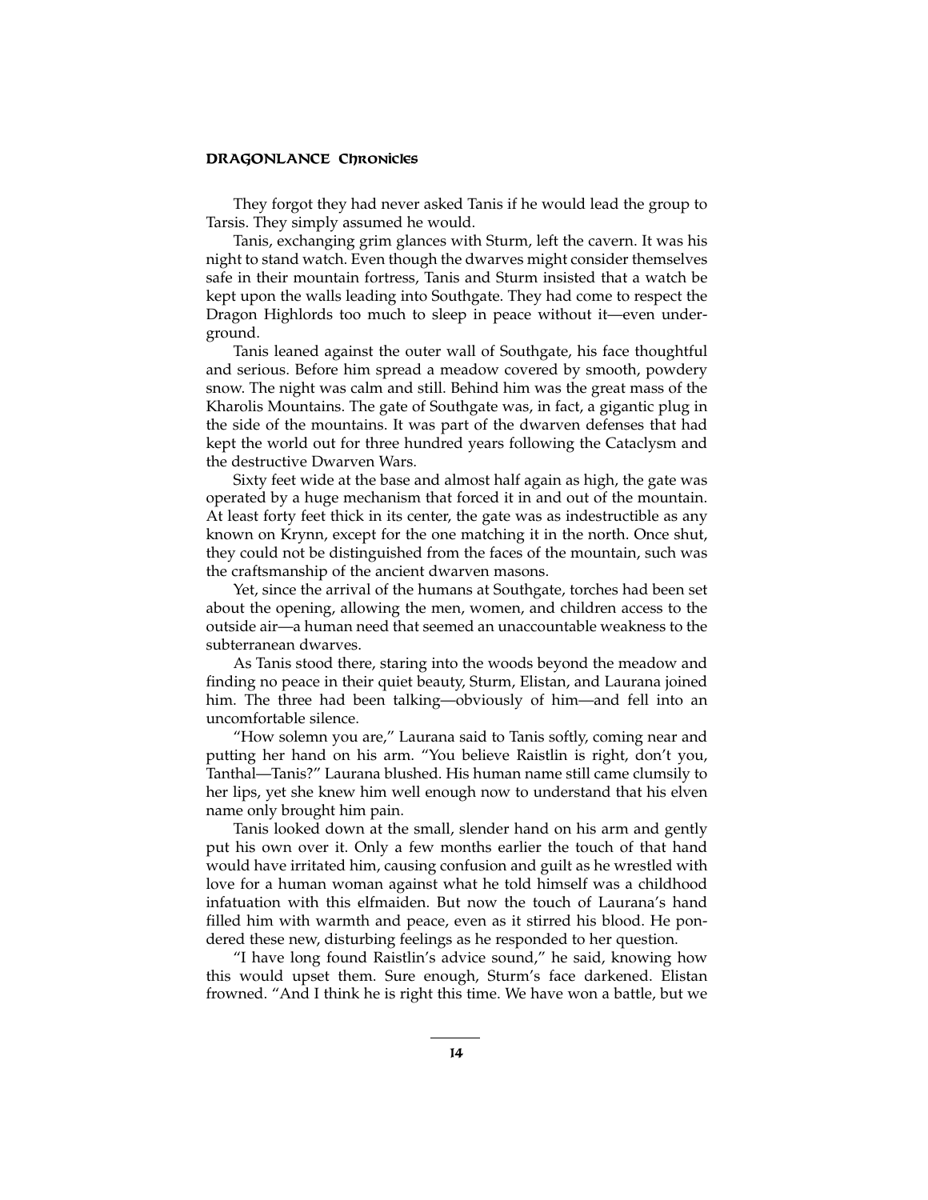They forgot they had never asked Tanis if he would lead the group to Tarsis. They simply assumed he would.

Tanis, exchanging grim glances with Sturm, left the cavern. It was his night to stand watch. Even though the dwarves might consider themselves safe in their mountain fortress, Tanis and Sturm insisted that a watch be kept upon the walls leading into Southgate. They had come to respect the Dragon Highlords too much to sleep in peace without it—even underground.

Tanis leaned against the outer wall of Southgate, his face thoughtful and serious. Before him spread a meadow covered by smooth, powdery snow. The night was calm and still. Behind him was the great mass of the Kharolis Mountains. The gate of Southgate was, in fact, a gigantic plug in the side of the mountains. It was part of the dwarven defenses that had kept the world out for three hundred years following the Cataclysm and the destructive Dwarven Wars.

Sixty feet wide at the base and almost half again as high, the gate was operated by a huge mechanism that forced it in and out of the mountain. At least forty feet thick in its center, the gate was as indestructible as any known on Krynn, except for the one matching it in the north. Once shut, they could not be distinguished from the faces of the mountain, such was the craftsmanship of the ancient dwarven masons.

Yet, since the arrival of the humans at Southgate, torches had been set about the opening, allowing the men, women, and children access to the outside air—a human need that seemed an unaccountable weakness to the subterranean dwarves.

As Tanis stood there, staring into the woods beyond the meadow and finding no peace in their quiet beauty, Sturm, Elistan, and Laurana joined him. The three had been talking—obviously of him—and fell into an uncomfortable silence.

"How solemn you are," Laurana said to Tanis softly, coming near and putting her hand on his arm. "You believe Raistlin is right, don't you, Tanthal—Tanis?" Laurana blushed. His human name still came clumsily to her lips, yet she knew him well enough now to understand that his elven name only brought him pain.

Tanis looked down at the small, slender hand on his arm and gently put his own over it. Only a few months earlier the touch of that hand would have irritated him, causing confusion and guilt as he wrestled with love for a human woman against what he told himself was a childhood infatuation with this elfmaiden. But now the touch of Laurana's hand filled him with warmth and peace, even as it stirred his blood. He pondered these new, disturbing feelings as he responded to her question.

"I have long found Raistlin's advice sound," he said, knowing how this would upset them. Sure enough, Sturm's face darkened. Elistan frowned. "And I think he is right this time. We have won a battle, but we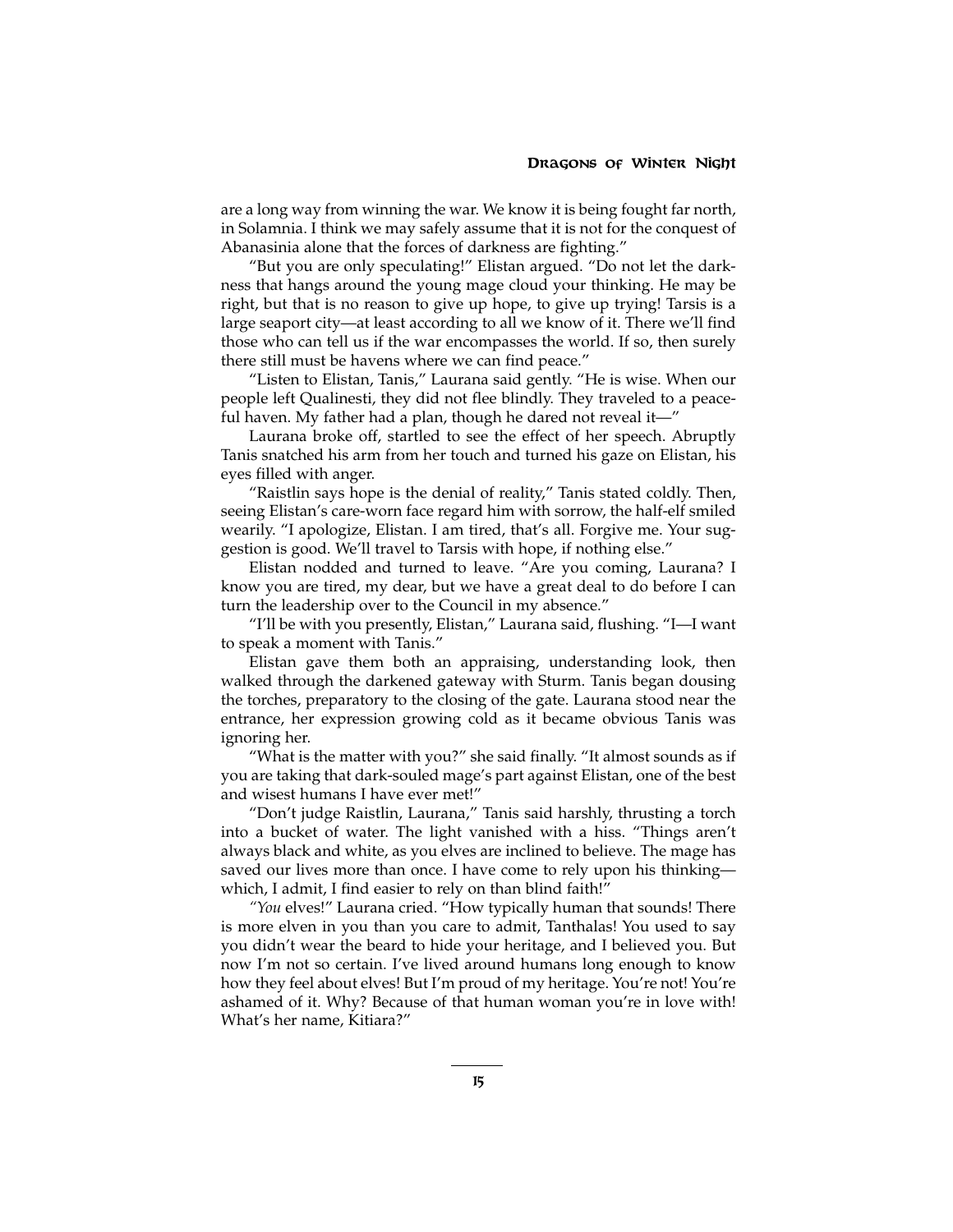are a long way from winning the war. We know it is being fought far north, in Solamnia. I think we may safely assume that it is not for the conquest of Abanasinia alone that the forces of darkness are fighting."

"But you are only speculating!" Elistan argued. "Do not let the darkness that hangs around the young mage cloud your thinking. He may be right, but that is no reason to give up hope, to give up trying! Tarsis is a large seaport city—at least according to all we know of it. There we'll find those who can tell us if the war encompasses the world. If so, then surely there still must be havens where we can find peace."

"Listen to Elistan, Tanis," Laurana said gently. "He is wise. When our people left Qualinesti, they did not flee blindly. They traveled to a peaceful haven. My father had a plan, though he dared not reveal it—"

Laurana broke off, startled to see the effect of her speech. Abruptly Tanis snatched his arm from her touch and turned his gaze on Elistan, his eyes filled with anger.

"Raistlin says hope is the denial of reality," Tanis stated coldly. Then, seeing Elistan's care-worn face regard him with sorrow, the half-elf smiled wearily. "I apologize, Elistan. I am tired, that's all. Forgive me. Your suggestion is good. We'll travel to Tarsis with hope, if nothing else."

Elistan nodded and turned to leave. "Are you coming, Laurana? I know you are tired, my dear, but we have a great deal to do before I can turn the leadership over to the Council in my absence."

"I'll be with you presently, Elistan," Laurana said, flushing. "I—I want to speak a moment with Tanis."

Elistan gave them both an appraising, understanding look, then walked through the darkened gateway with Sturm. Tanis began dousing the torches, preparatory to the closing of the gate. Laurana stood near the entrance, her expression growing cold as it became obvious Tanis was ignoring her.

"What is the matter with you?" she said finally. "It almost sounds as if you are taking that dark-souled mage's part against Elistan, one of the best and wisest humans I have ever met!"

"Don't judge Raistlin, Laurana," Tanis said harshly, thrusting a torch into a bucket of water. The light vanished with a hiss. "Things aren't always black and white, as you elves are inclined to believe. The mage has saved our lives more than once. I have come to rely upon his thinking—which, I admit, I find easier to rely on than blind faith!"

"*You* elves!" Laurana cried. "How typically human that sounds! There is more elven in you than you care to admit, Tanthalas! You used to say you didn't wear the beard to hide your heritage, and I believed you. But now I'm not so certain. I've lived around humans long enough to know how they feel about elves! But I'm proud of my heritage. You're not! You're ashamed of it. Why? Because of that human woman you're in love with! What's her name, Kitiara?"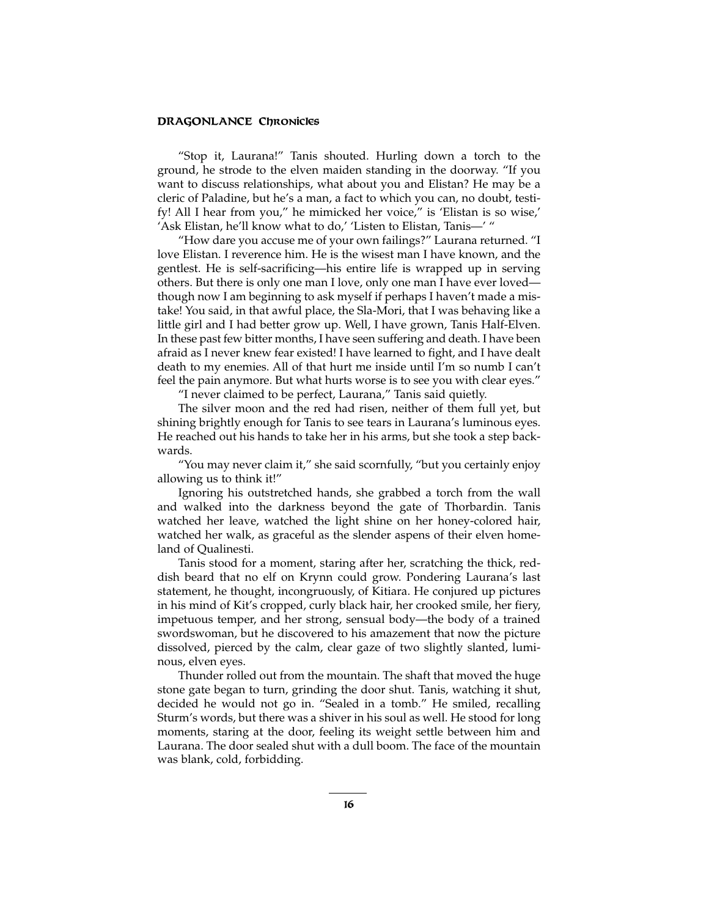"Stop it, Laurana!" Tanis shouted. Hurling down a torch to the ground, he strode to the elven maiden standing in the doorway. "If you want to discuss relationships, what about you and Elistan? He may be a cleric of Paladine, but he's a man, a fact to which you can, no doubt, testify! All I hear from you," he mimicked her voice," is 'Elistan is so wise,' 'Ask Elistan, he'll know what to do,' 'Listen to Elistan, Tanis—' "

"How dare you accuse me of your own failings?" Laurana returned. "I love Elistan. I reverence him. He is the wisest man I have known, and the gentlest. He is self-sacrificing—his entire life is wrapped up in serving others. But there is only one man I love, only one man I have ever loved—though now I am beginning to ask myself if perhaps I haven't made a mistake! You said, in that awful place, the Sla-Mori, that I was behaving like a little girl and I had better grow up. Well, I have grown, Tanis Half-Elven. In these past few bitter months, I have seen suffering and death. I have been afraid as I never knew fear existed! I have learned to fight, and I have dealt death to my enemies. All of that hurt me inside until I'm so numb I can't feel the pain anymore. But what hurts worse is to see you with clear eyes."

"I never claimed to be perfect, Laurana," Tanis said quietly.

The silver moon and the red had risen, neither of them full yet, but shining brightly enough for Tanis to see tears in Laurana's luminous eyes. He reached out his hands to take her in his arms, but she took a step backwards.

"You may never claim it," she said scornfully, "but you certainly enjoy allowing us to think it!"

Ignoring his outstretched hands, she grabbed a torch from the wall and walked into the darkness beyond the gate of Thorbardin. Tanis watched her leave, watched the light shine on her honey-colored hair, watched her walk, as graceful as the slender aspens of their elven homeland of Qualinesti.

Tanis stood for a moment, staring after her, scratching the thick, reddish beard that no elf on Krynn could grow. Pondering Laurana's last statement, he thought, incongruously, of Kitiara. He conjured up pictures in his mind of Kit's cropped, curly black hair, her crooked smile, her fiery, impetuous temper, and her strong, sensual body—the body of a trained swordswoman, but he discovered to his amazement that now the picture dissolved, pierced by the calm, clear gaze of two slightly slanted, luminous, elven eyes.

Thunder rolled out from the mountain. The shaft that moved the huge stone gate began to turn, grinding the door shut. Tanis, watching it shut, decided he would not go in. "Sealed in a tomb." He smiled, recalling Sturm's words, but there was a shiver in his soul as well. He stood for long moments, staring at the door, feeling its weight settle between him and Laurana. The door sealed shut with a dull boom. The face of the mountain was blank, cold, forbidding.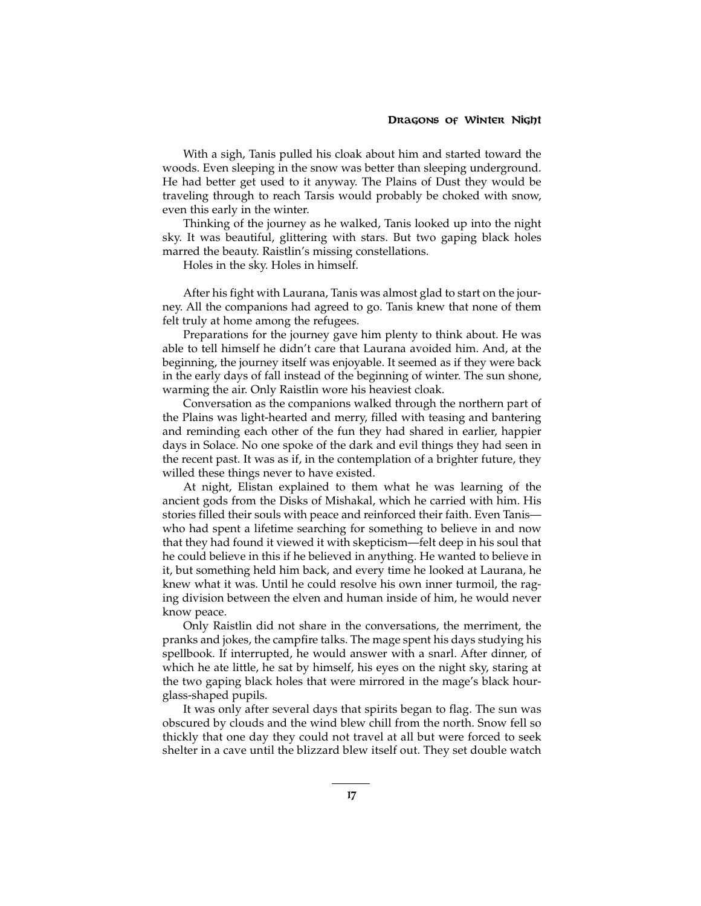With a sigh, Tanis pulled his cloak about him and started toward the woods. Even sleeping in the snow was better than sleeping underground. He had better get used to it anyway. The Plains of Dust they would be traveling through to reach Tarsis would probably be choked with snow, even this early in the winter.

Thinking of the journey as he walked, Tanis looked up into the night sky. It was beautiful, glittering with stars. But two gaping black holes marred the beauty. Raistlin's missing constellations.

Holes in the sky. Holes in himself.

After his fight with Laurana, Tanis was almost glad to start on the journey. All the companions had agreed to go. Tanis knew that none of them felt truly at home among the refugees.

Preparations for the journey gave him plenty to think about. He was able to tell himself he didn't care that Laurana avoided him. And, at the beginning, the journey itself was enjoyable. It seemed as if they were back in the early days of fall instead of the beginning of winter. The sun shone, warming the air. Only Raistlin wore his heaviest cloak.

Conversation as the companions walked through the northern part of the Plains was light-hearted and merry, filled with teasing and bantering and reminding each other of the fun they had shared in earlier, happier days in Solace. No one spoke of the dark and evil things they had seen in the recent past. It was as if, in the contemplation of a brighter future, they willed these things never to have existed.

At night, Elistan explained to them what he was learning of the ancient gods from the Disks of Mishakal, which he carried with him. His stories filled their souls with peace and reinforced their faith. Even Tanis—who had spent a lifetime searching for something to believe in and now that they had found it viewed it with skepticism—felt deep in his soul that he could believe in this if he believed in anything. He wanted to believe in it, but something held him back, and every time he looked at Laurana, he knew what it was. Until he could resolve his own inner turmoil, the raging division between the elven and human inside of him, he would never know peace.

Only Raistlin did not share in the conversations, the merriment, the pranks and jokes, the campfire talks. The mage spent his days studying his spellbook. If interrupted, he would answer with a snarl. After dinner, of which he ate little, he sat by himself, his eyes on the night sky, staring at the two gaping black holes that were mirrored in the mage's black hourglass-shaped pupils.

It was only after several days that spirits began to flag. The sun was obscured by clouds and the wind blew chill from the north. Snow fell so thickly that one day they could not travel at all but were forced to seek shelter in a cave until the blizzard blew itself out. They set double watch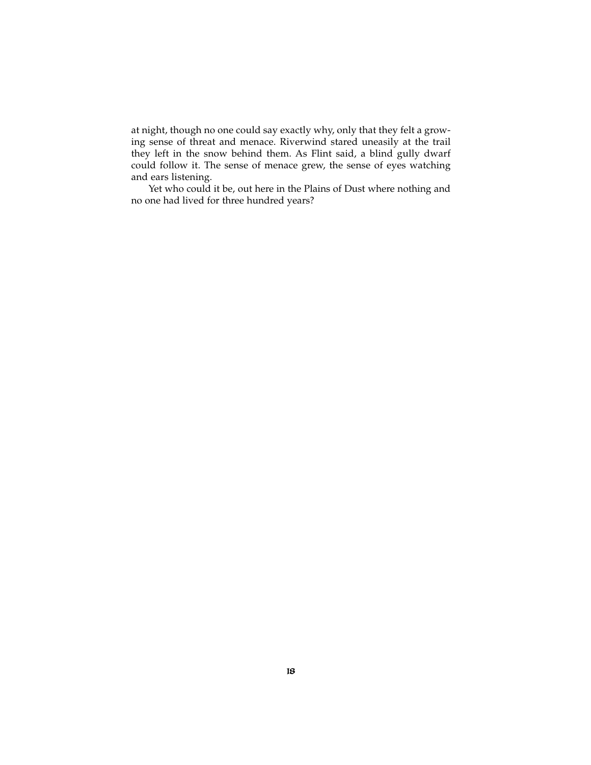at night, though no one could say exactly why, only that they felt a growing sense of threat and menace. Riverwind stared uneasily at the trail they left in the snow behind them. As Flint said, a blind gully dwarf could follow it. The sense of menace grew, the sense of eyes watching and ears listening.

Yet who could it be, out here in the Plains of Dust where nothing and no one had lived for three hundred years?